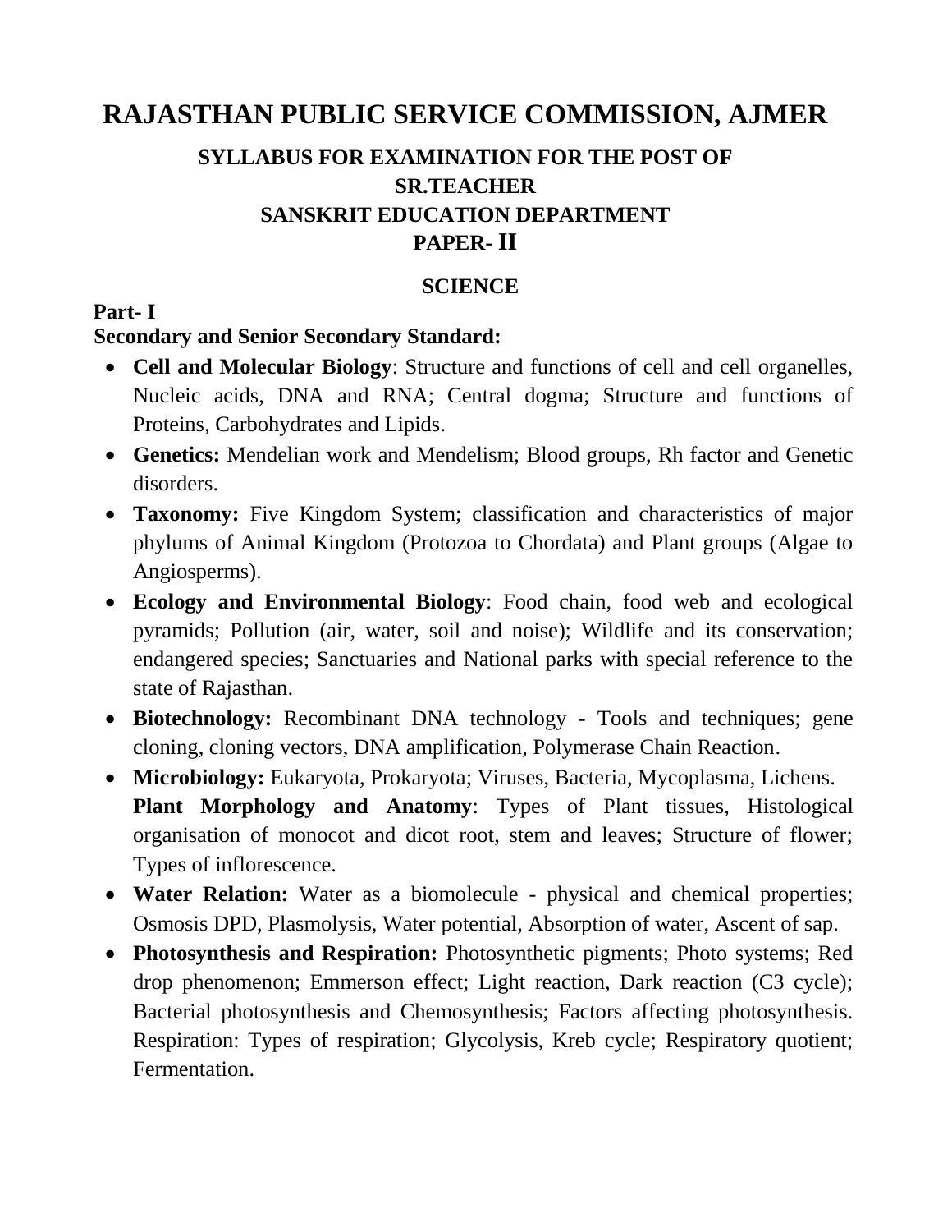# RAJASTHAN PUBLIC SERVICE COMMISSION, AJMER

## SYLLABUS FOR EXAMINATION FOR THE POST OF SR.TEACHER SANSKRIT EDUCATION DEPARTMENT PAPER- II

### SCIENCE

**Part- I**

**Secondary and Senior Secondary Standard:**

- **Cell and Molecular Biology**: Structure and functions of cell and cell organelles, Nucleic acids, DNA and RNA; Central dogma; Structure and functions of Proteins, Carbohydrates and Lipids.
- **Genetics:** Mendelian work and Mendelism; Blood groups, Rh factor and Genetic disorders.
- **Taxonomy:** Five Kingdom System; classification and characteristics of major phylums of Animal Kingdom (Protozoa to Chordata) and Plant groups (Algae to Angiosperms).
- **Ecology and Environmental Biology**: Food chain, food web and ecological pyramids; Pollution (air, water, soil and noise); Wildlife and its conservation; endangered species; Sanctuaries and National parks with special reference to the state of Rajasthan.
- **Biotechnology:** Recombinant DNA technology - Tools and techniques; gene cloning, cloning vectors, DNA amplification, Polymerase Chain Reaction.
- **Microbiology:** Eukaryota, Prokaryota; Viruses, Bacteria, Mycoplasma, Lichens.
  **Plant Morphology and Anatomy**: Types of Plant tissues, Histological organisation of monocot and dicot root, stem and leaves; Structure of flower; Types of inflorescence.
- **Water Relation:** Water as a biomolecule - physical and chemical properties; Osmosis DPD, Plasmolysis, Water potential, Absorption of water, Ascent of sap.
- **Photosynthesis and Respiration:** Photosynthetic pigments; Photo systems; Red drop phenomenon; Emmerson effect; Light reaction, Dark reaction (C3 cycle); Bacterial photosynthesis and Chemosynthesis; Factors affecting photosynthesis. Respiration: Types of respiration; Glycolysis, Kreb cycle; Respiratory quotient; Fermentation.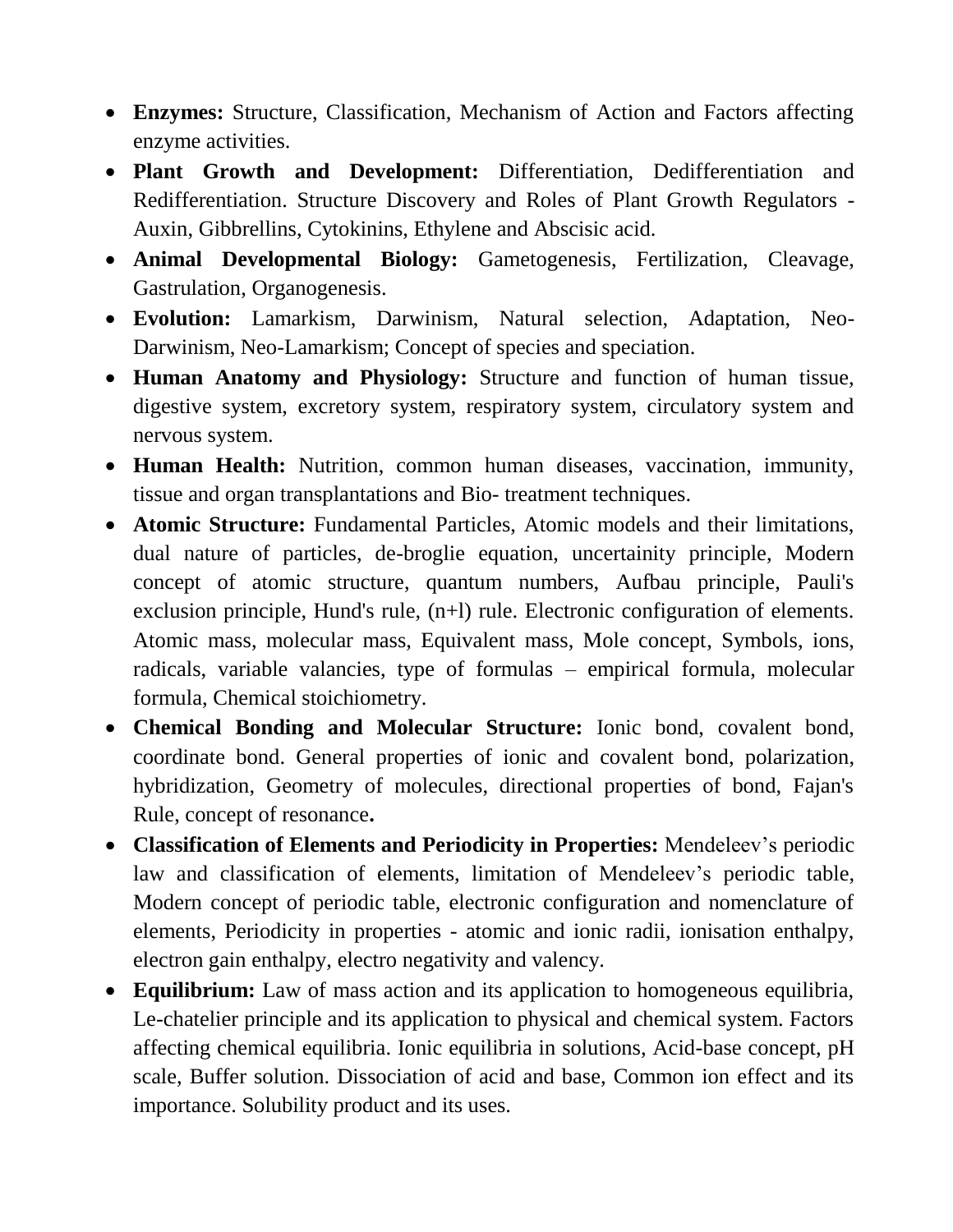- **Enzymes:** Structure, Classification, Mechanism of Action and Factors affecting enzyme activities.
- **Plant Growth and Development:** Differentiation, Dedifferentiation and Redifferentiation. Structure Discovery and Roles of Plant Growth Regulators - Auxin, Gibbrellins, Cytokinins, Ethylene and Abscisic acid.
- **Animal Developmental Biology:** Gametogenesis, Fertilization, Cleavage, Gastrulation, Organogenesis.
- **Evolution:** Lamarkism, Darwinism, Natural selection, Adaptation, Neo-Darwinism, Neo-Lamarkism; Concept of species and speciation.
- **Human Anatomy and Physiology:** Structure and function of human tissue, digestive system, excretory system, respiratory system, circulatory system and nervous system.
- **Human Health:** Nutrition, common human diseases, vaccination, immunity, tissue and organ transplantations and Bio- treatment techniques.
- **Atomic Structure:** Fundamental Particles, Atomic models and their limitations, dual nature of particles, de-broglie equation, uncertainity principle, Modern concept of atomic structure, quantum numbers, Aufbau principle, Pauli's exclusion principle, Hund's rule, (n+l) rule. Electronic configuration of elements. Atomic mass, molecular mass, Equivalent mass, Mole concept, Symbols, ions, radicals, variable valancies, type of formulas – empirical formula, molecular formula, Chemical stoichiometry.
- **Chemical Bonding and Molecular Structure:** Ionic bond, covalent bond, coordinate bond. General properties of ionic and covalent bond, polarization, hybridization, Geometry of molecules, directional properties of bond, Fajan's Rule, concept of resonance**.**
- **Classification of Elements and Periodicity in Properties:** Mendeleev's periodic law and classification of elements, limitation of Mendeleev's periodic table, Modern concept of periodic table, electronic configuration and nomenclature of elements, Periodicity in properties - atomic and ionic radii, ionisation enthalpy, electron gain enthalpy, electro negativity and valency.
- **Equilibrium:** Law of mass action and its application to homogeneous equilibria, Le-chatelier principle and its application to physical and chemical system. Factors affecting chemical equilibria. Ionic equilibria in solutions, Acid-base concept, pH scale, Buffer solution. Dissociation of acid and base, Common ion effect and its importance. Solubility product and its uses.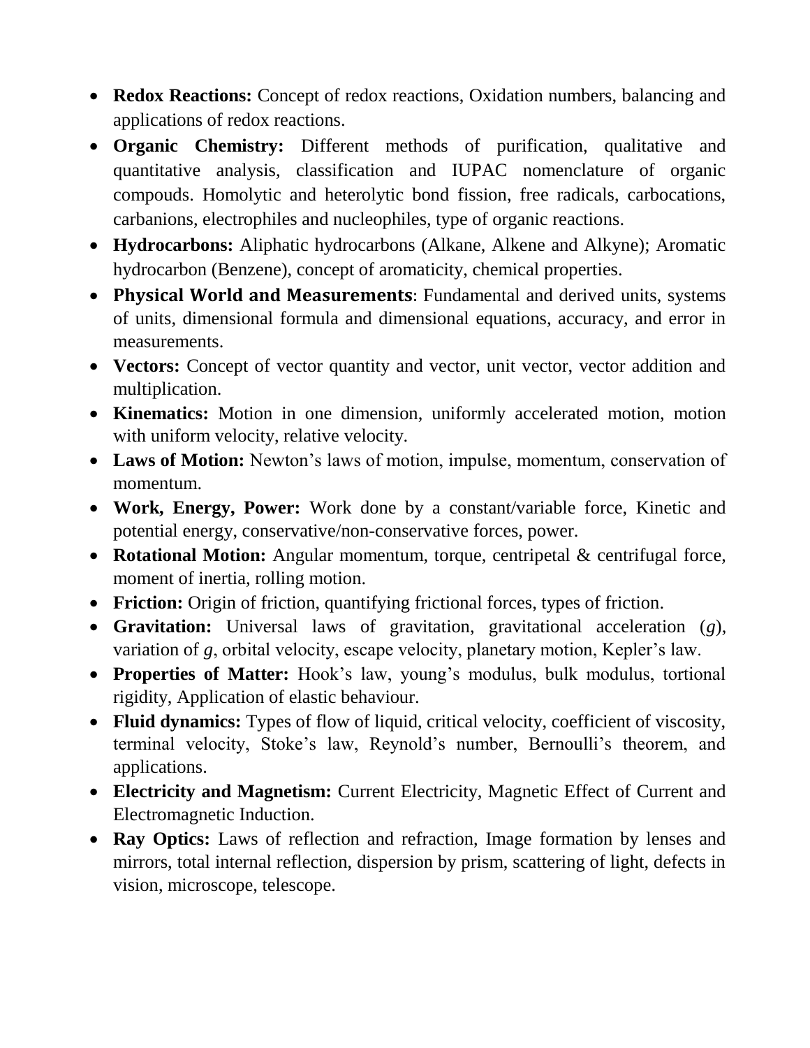- **Redox Reactions:** Concept of redox reactions, Oxidation numbers, balancing and applications of redox reactions.
- **Organic Chemistry:** Different methods of purification, qualitative and quantitative analysis, classification and IUPAC nomenclature of organic compouds. Homolytic and heterolytic bond fission, free radicals, carbocations, carbanions, electrophiles and nucleophiles, type of organic reactions.
- **Hydrocarbons:** Aliphatic hydrocarbons (Alkane, Alkene and Alkyne); Aromatic hydrocarbon (Benzene), concept of aromaticity, chemical properties.
- **Physical World and Measurements**: Fundamental and derived units, systems of units, dimensional formula and dimensional equations, accuracy, and error in measurements.
- **Vectors:** Concept of vector quantity and vector, unit vector, vector addition and multiplication.
- **Kinematics:** Motion in one dimension, uniformly accelerated motion, motion with uniform velocity, relative velocity.
- **Laws of Motion:** Newton's laws of motion, impulse, momentum, conservation of momentum.
- **Work, Energy, Power:** Work done by a constant/variable force, Kinetic and potential energy, conservative/non-conservative forces, power.
- **Rotational Motion:** Angular momentum, torque, centripetal & centrifugal force, moment of inertia, rolling motion.
- **Friction:** Origin of friction, quantifying frictional forces, types of friction.
- **Gravitation:** Universal laws of gravitation, gravitational acceleration ($g$), variation of $g$, orbital velocity, escape velocity, planetary motion, Kepler's law.
- **Properties of Matter:** Hook's law, young's modulus, bulk modulus, tortional rigidity, Application of elastic behaviour.
- **Fluid dynamics:** Types of flow of liquid, critical velocity, coefficient of viscosity, terminal velocity, Stoke's law, Reynold's number, Bernoulli's theorem, and applications.
- **Electricity and Magnetism:** Current Electricity, Magnetic Effect of Current and Electromagnetic Induction.
- **Ray Optics:** Laws of reflection and refraction, Image formation by lenses and mirrors, total internal reflection, dispersion by prism, scattering of light, defects in vision, microscope, telescope.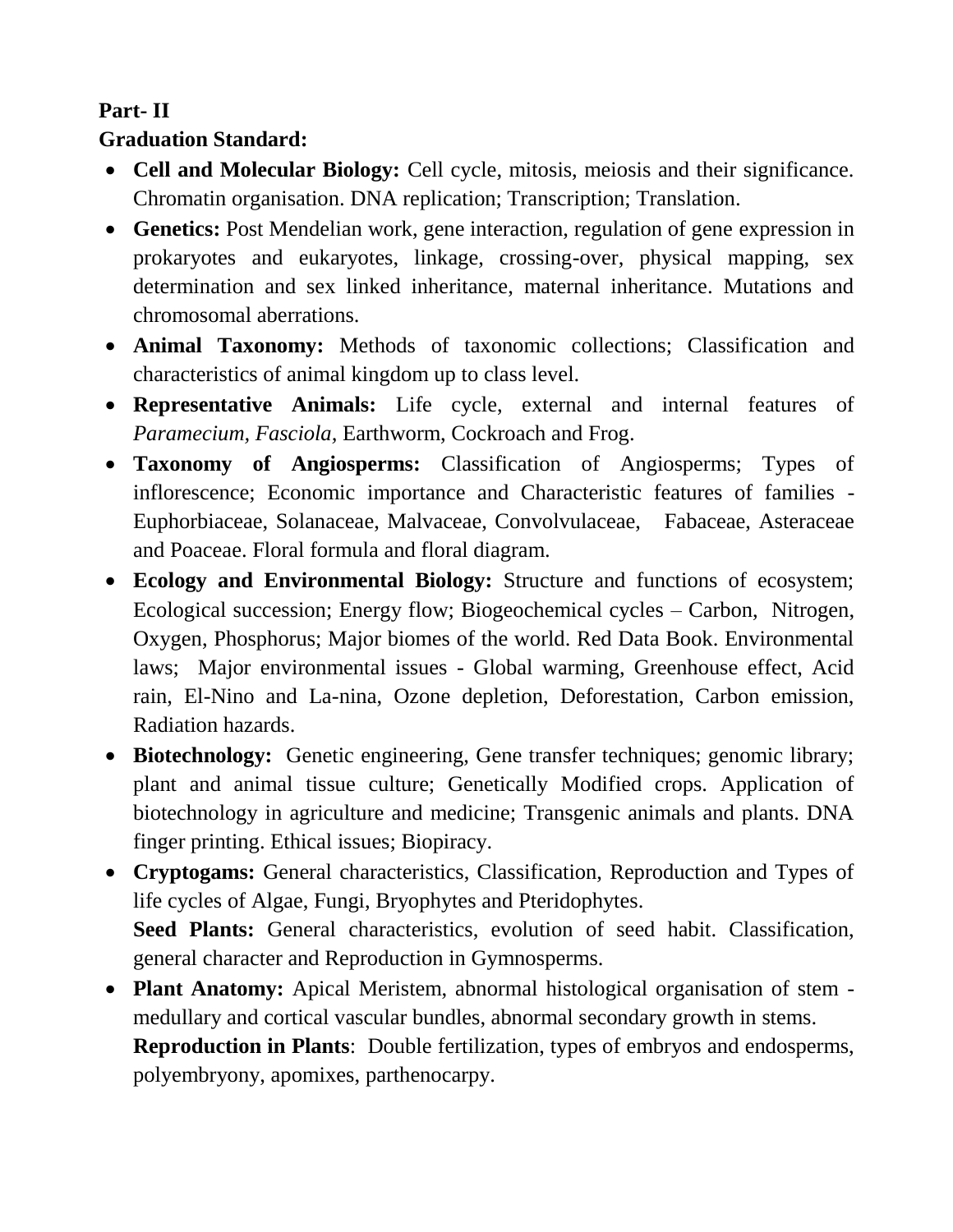**Part- II**

**Graduation Standard:**

- **Cell and Molecular Biology:** Cell cycle, mitosis, meiosis and their significance. Chromatin organisation. DNA replication; Transcription; Translation.
- **Genetics:** Post Mendelian work, gene interaction, regulation of gene expression in prokaryotes and eukaryotes, linkage, crossing-over, physical mapping, sex determination and sex linked inheritance, maternal inheritance. Mutations and chromosomal aberrations.
- **Animal Taxonomy:** Methods of taxonomic collections; Classification and characteristics of animal kingdom up to class level.
- **Representative Animals:** Life cycle, external and internal features of *Paramecium, Fasciola,* Earthworm, Cockroach and Frog.
- **Taxonomy of Angiosperms:** Classification of Angiosperms; Types of inflorescence; Economic importance and Characteristic features of families - Euphorbiaceae, Solanaceae, Malvaceae, Convolvulaceae, Fabaceae, Asteraceae and Poaceae. Floral formula and floral diagram.
- **Ecology and Environmental Biology:** Structure and functions of ecosystem; Ecological succession; Energy flow; Biogeochemical cycles – Carbon, Nitrogen, Oxygen, Phosphorus; Major biomes of the world. Red Data Book. Environmental laws; Major environmental issues - Global warming, Greenhouse effect, Acid rain, El-Nino and La-nina, Ozone depletion, Deforestation, Carbon emission, Radiation hazards.
- **Biotechnology:** Genetic engineering, Gene transfer techniques; genomic library; plant and animal tissue culture; Genetically Modified crops. Application of biotechnology in agriculture and medicine; Transgenic animals and plants. DNA finger printing. Ethical issues; Biopiracy.
- **Cryptogams:** General characteristics, Classification, Reproduction and Types of life cycles of Algae, Fungi, Bryophytes and Pteridophytes.
  **Seed Plants:** General characteristics, evolution of seed habit. Classification, general character and Reproduction in Gymnosperms.
- **Plant Anatomy:** Apical Meristem, abnormal histological organisation of stem - medullary and cortical vascular bundles, abnormal secondary growth in stems.
  **Reproduction in Plants**: Double fertilization, types of embryos and endosperms, polyembryony, apomixes, parthenocarpy.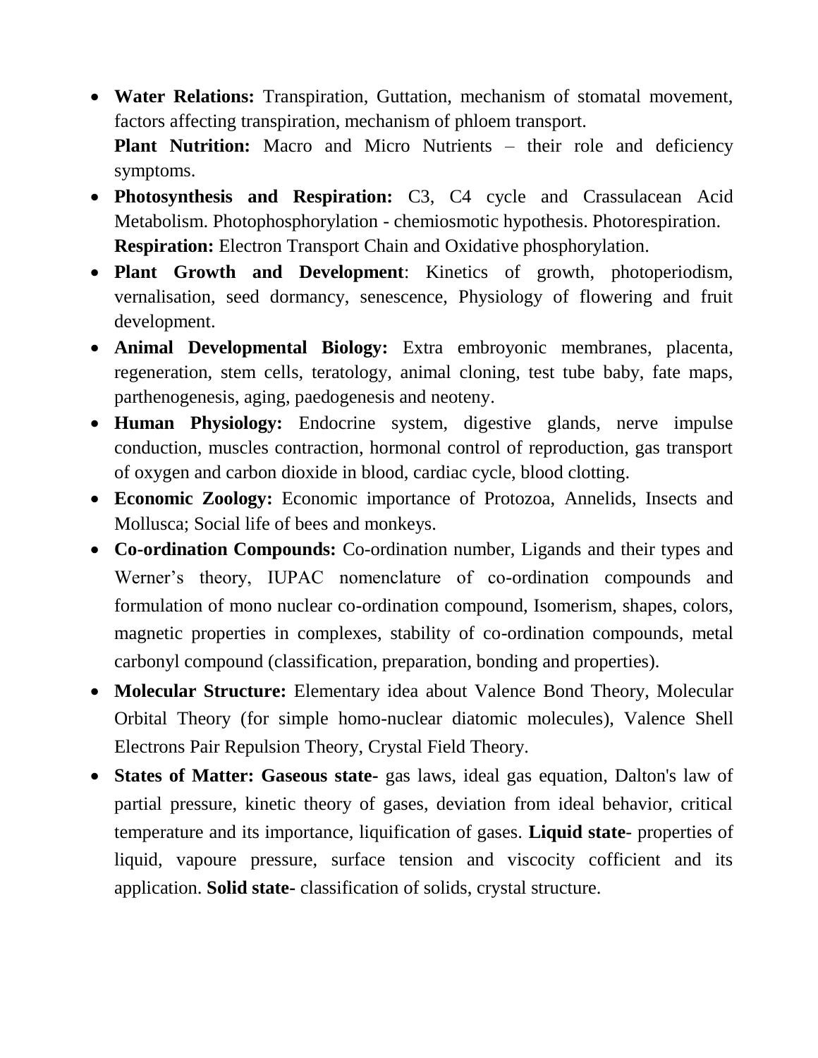- **Water Relations:** Transpiration, Guttation, mechanism of stomatal movement, factors affecting transpiration, mechanism of phloem transport.
  **Plant Nutrition:** Macro and Micro Nutrients – their role and deficiency symptoms.
- **Photosynthesis and Respiration:** C3, C4 cycle and Crassulacean Acid Metabolism. Photophosphorylation - chemiosmotic hypothesis. Photorespiration.
  **Respiration:** Electron Transport Chain and Oxidative phosphorylation.
- **Plant Growth and Development**: Kinetics of growth, photoperiodism, vernalisation, seed dormancy, senescence, Physiology of flowering and fruit development.
- **Animal Developmental Biology:** Extra embroyonic membranes, placenta, regeneration, stem cells, teratology, animal cloning, test tube baby, fate maps, parthenogenesis, aging, paedogenesis and neoteny.
- **Human Physiology:** Endocrine system, digestive glands, nerve impulse conduction, muscles contraction, hormonal control of reproduction, gas transport of oxygen and carbon dioxide in blood, cardiac cycle, blood clotting.
- **Economic Zoology:** Economic importance of Protozoa, Annelids, Insects and Mollusca; Social life of bees and monkeys.
- **Co-ordination Compounds:** Co-ordination number, Ligands and their types and Werner's theory, IUPAC nomenclature of co-ordination compounds and formulation of mono nuclear co-ordination compound, Isomerism, shapes, colors, magnetic properties in complexes, stability of co-ordination compounds, metal carbonyl compound (classification, preparation, bonding and properties).
- **Molecular Structure:** Elementary idea about Valence Bond Theory, Molecular Orbital Theory (for simple homo-nuclear diatomic molecules), Valence Shell Electrons Pair Repulsion Theory, Crystal Field Theory.
- **States of Matter: Gaseous state-** gas laws, ideal gas equation, Dalton's law of partial pressure, kinetic theory of gases, deviation from ideal behavior, critical temperature and its importance, liquification of gases. **Liquid state**- properties of liquid, vapoure pressure, surface tension and viscocity cofficient and its application. **Solid state-** classification of solids, crystal structure.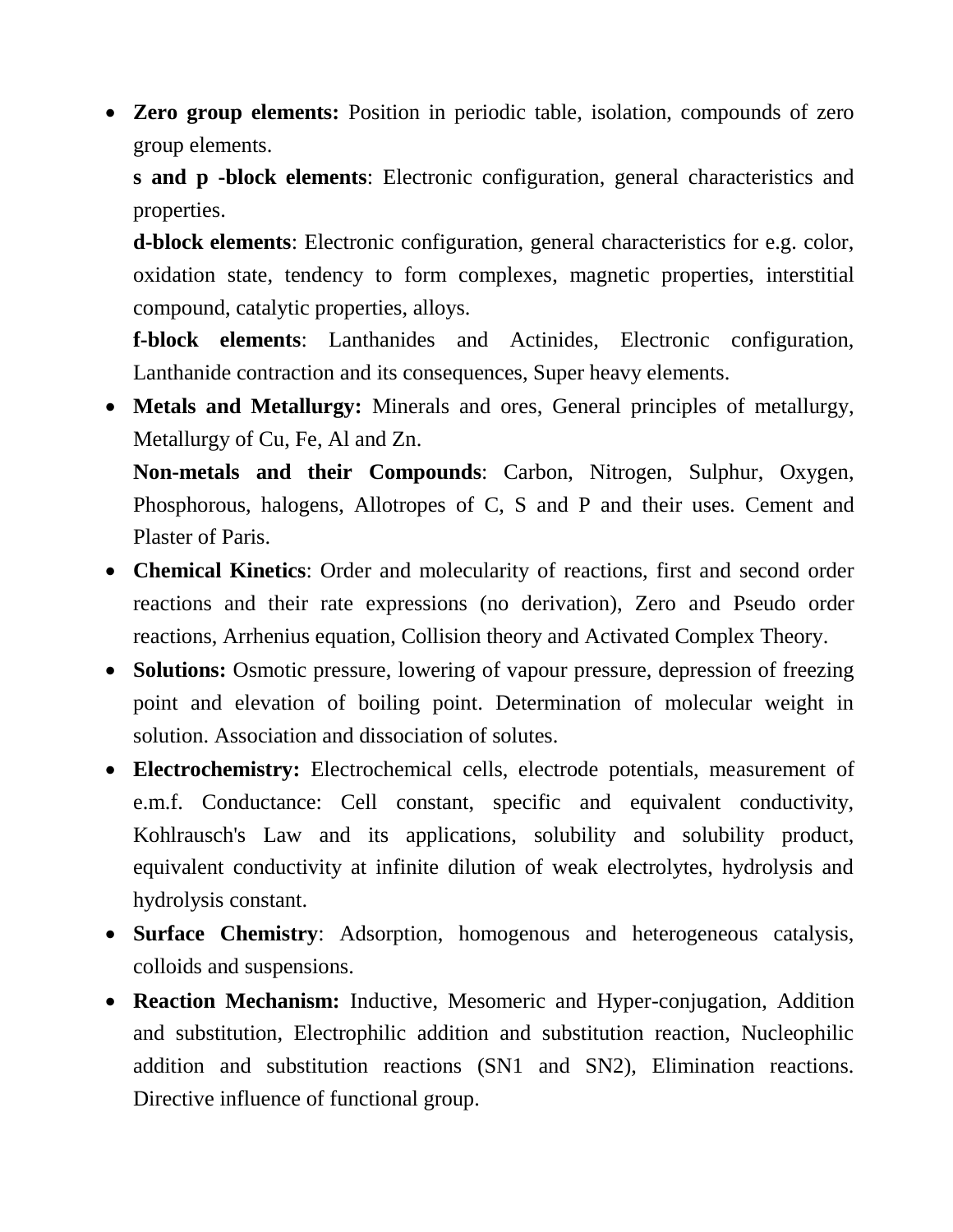- **Zero group elements:** Position in periodic table, isolation, compounds of zero group elements.

  **s and p -block elements**: Electronic configuration, general characteristics and properties.

  **d-block elements**: Electronic configuration, general characteristics for e.g. color, oxidation state, tendency to form complexes, magnetic properties, interstitial compound, catalytic properties, alloys.

  **f-block elements**: Lanthanides and Actinides, Electronic configuration, Lanthanide contraction and its consequences, Super heavy elements.

- **Metals and Metallurgy:** Minerals and ores, General principles of metallurgy, Metallurgy of Cu, Fe, Al and Zn.

  **Non-metals and their Compounds**: Carbon, Nitrogen, Sulphur, Oxygen, Phosphorous, halogens, Allotropes of C, S and P and their uses. Cement and Plaster of Paris.

- **Chemical Kinetics**: Order and molecularity of reactions, first and second order reactions and their rate expressions (no derivation), Zero and Pseudo order reactions, Arrhenius equation, Collision theory and Activated Complex Theory.
- **Solutions:** Osmotic pressure, lowering of vapour pressure, depression of freezing point and elevation of boiling point. Determination of molecular weight in solution. Association and dissociation of solutes.
- **Electrochemistry:** Electrochemical cells, electrode potentials, measurement of e.m.f. Conductance: Cell constant, specific and equivalent conductivity, Kohlrausch's Law and its applications, solubility and solubility product, equivalent conductivity at infinite dilution of weak electrolytes, hydrolysis and hydrolysis constant.
- **Surface Chemistry**: Adsorption, homogenous and heterogeneous catalysis, colloids and suspensions.
- **Reaction Mechanism:** Inductive, Mesomeric and Hyper-conjugation, Addition and substitution, Electrophilic addition and substitution reaction, Nucleophilic addition and substitution reactions (SN1 and SN2), Elimination reactions. Directive influence of functional group.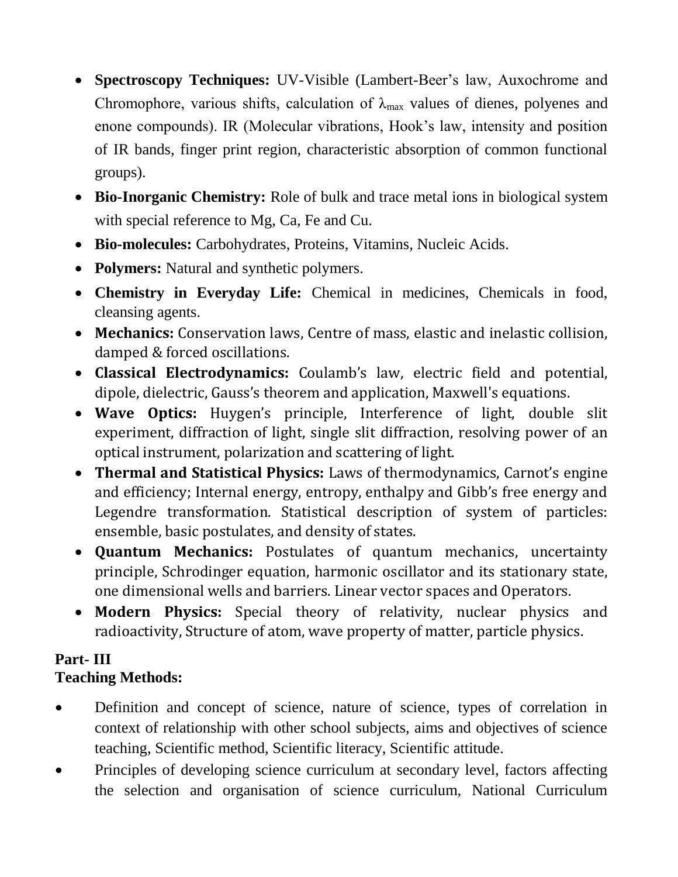- **Spectroscopy Techniques:** UV-Visible (Lambert-Beer's law, Auxochrome and Chromophore, various shifts, calculation of $\lambda_{max}$ values of dienes, polyenes and enone compounds). IR (Molecular vibrations, Hook's law, intensity and position of IR bands, finger print region, characteristic absorption of common functional groups).
- **Bio-Inorganic Chemistry:** Role of bulk and trace metal ions in biological system with special reference to Mg, Ca, Fe and Cu.
- **Bio-molecules:** Carbohydrates, Proteins, Vitamins, Nucleic Acids.
- **Polymers:** Natural and synthetic polymers.
- **Chemistry in Everyday Life:** Chemical in medicines, Chemicals in food, cleansing agents.
- **Mechanics:** Conservation laws, Centre of mass, elastic and inelastic collision, damped & forced oscillations.
- **Classical Electrodynamics:** Coulamb's law, electric field and potential, dipole, dielectric, Gauss's theorem and application, Maxwell's equations.
- **Wave Optics:** Huygen's principle, Interference of light, double slit experiment, diffraction of light, single slit diffraction, resolving power of an optical instrument, polarization and scattering of light.
- **Thermal and Statistical Physics:** Laws of thermodynamics, Carnot's engine and efficiency; Internal energy, entropy, enthalpy and Gibb's free energy and Legendre transformation. Statistical description of system of particles: ensemble, basic postulates, and density of states.
- **Quantum Mechanics:** Postulates of quantum mechanics, uncertainty principle, Schrodinger equation, harmonic oscillator and its stationary state, one dimensional wells and barriers. Linear vector spaces and Operators.
- **Modern Physics:** Special theory of relativity, nuclear physics and radioactivity, Structure of atom, wave property of matter, particle physics.

**Part- III**
**Teaching Methods:**

- Definition and concept of science, nature of science, types of correlation in context of relationship with other school subjects, aims and objectives of science teaching, Scientific method, Scientific literacy, Scientific attitude.
- Principles of developing science curriculum at secondary level, factors affecting the selection and organisation of science curriculum, National Curriculum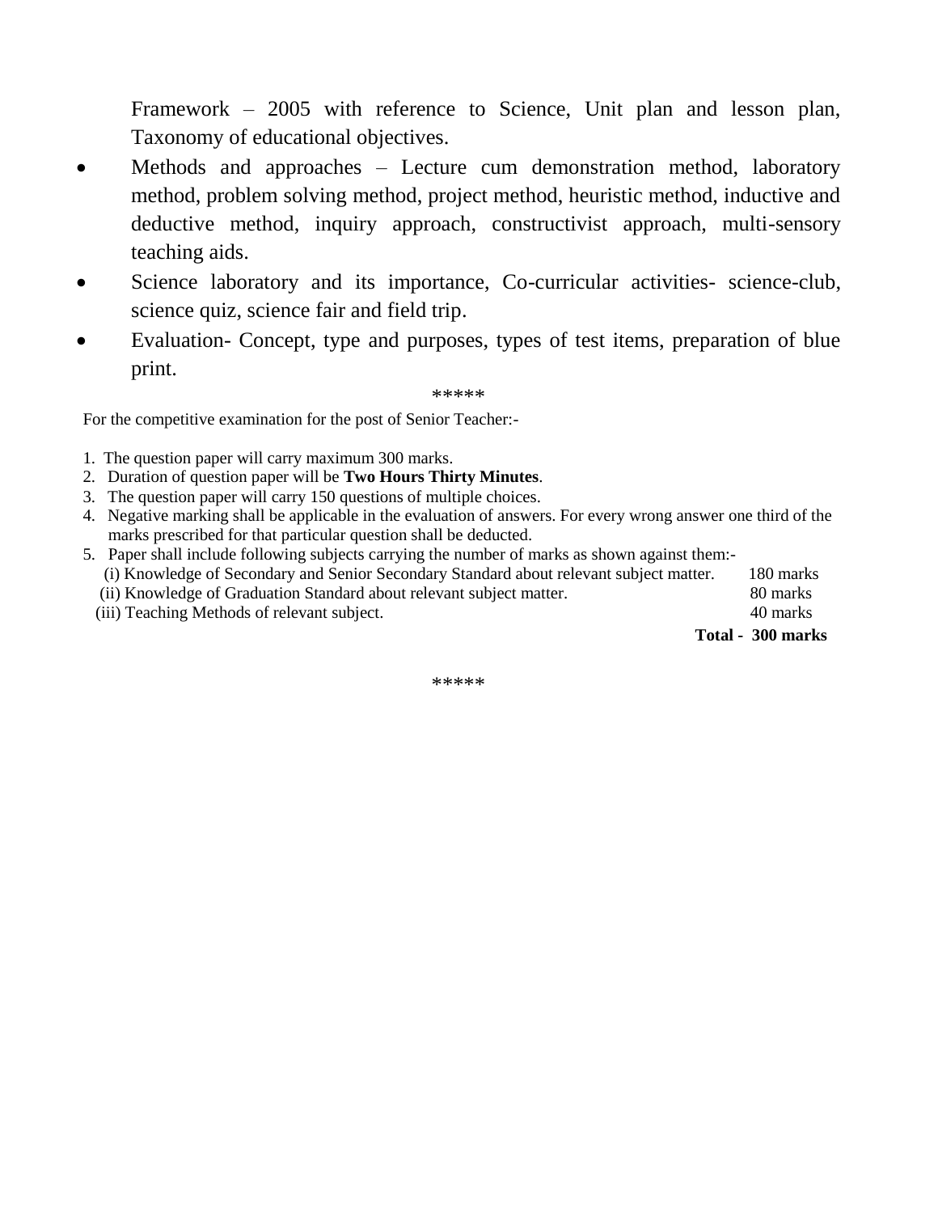Framework – 2005 with reference to Science, Unit plan and lesson plan, Taxonomy of educational objectives.

- Methods and approaches – Lecture cum demonstration method, laboratory method, problem solving method, project method, heuristic method, inductive and deductive method, inquiry approach, constructivist approach, multi-sensory teaching aids.
- Science laboratory and its importance, Co-curricular activities- science-club, science quiz, science fair and field trip.
- Evaluation- Concept, type and purposes, types of test items, preparation of blue print.

*****

For the competitive examination for the post of Senior Teacher:-

1. The question paper will carry maximum 300 marks.
2. Duration of question paper will be **Two Hours Thirty Minutes**.
3. The question paper will carry 150 questions of multiple choices.
4. Negative marking shall be applicable in the evaluation of answers. For every wrong answer one third of the marks prescribed for that particular question shall be deducted.
5. Paper shall include following subjects carrying the number of marks as shown against them:-

| | |
|---|---|
| (i) Knowledge of Secondary and Senior Secondary Standard about relevant subject matter. | 180 marks |
| (ii) Knowledge of Graduation Standard about relevant subject matter. | 80 marks |
| (iii) Teaching Methods of relevant subject. | 40 marks |
| | **Total - 300 marks** |

*****